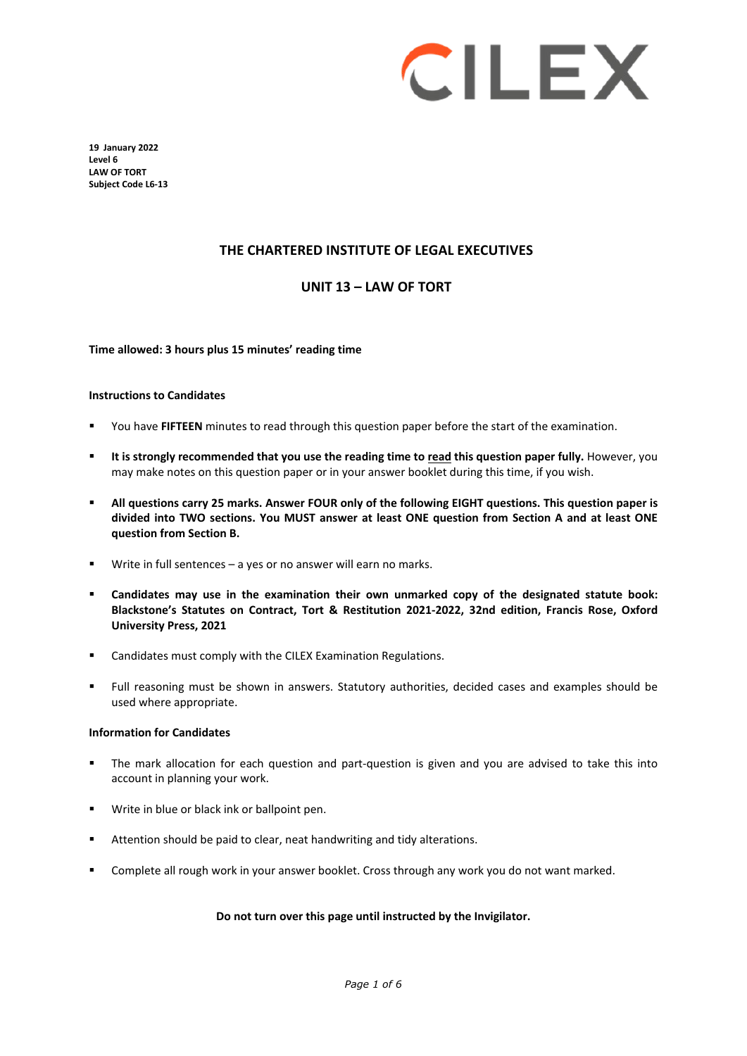CILEX

**19 January 2022**
**Level 6**
**LAW OF TORT**
**Subject Code L6-13**

## THE CHARTERED INSTITUTE OF LEGAL EXECUTIVES

## UNIT 13 – LAW OF TORT

**Time allowed: 3 hours plus 15 minutes' reading time**

**Instructions to Candidates**

- You have **FIFTEEN** minutes to read through this question paper before the start of the examination.
- **It is strongly recommended that you use the reading time to read this question paper fully.** However, you may make notes on this question paper or in your answer booklet during this time, if you wish.
- **All questions carry 25 marks. Answer FOUR only of the following EIGHT questions. This question paper is divided into TWO sections. You MUST answer at least ONE question from Section A and at least ONE question from Section B.**
- Write in full sentences – a yes or no answer will earn no marks.
- **Candidates may use in the examination their own unmarked copy of the designated statute book: Blackstone's Statutes on Contract, Tort & Restitution 2021-2022, 32nd edition, Francis Rose, Oxford University Press, 2021**
- Candidates must comply with the CILEX Examination Regulations.
- Full reasoning must be shown in answers. Statutory authorities, decided cases and examples should be used where appropriate.

**Information for Candidates**

- The mark allocation for each question and part-question is given and you are advised to take this into account in planning your work.
- Write in blue or black ink or ballpoint pen.
- Attention should be paid to clear, neat handwriting and tidy alterations.
- Complete all rough work in your answer booklet. Cross through any work you do not want marked.

**Do not turn over this page until instructed by the Invigilator.**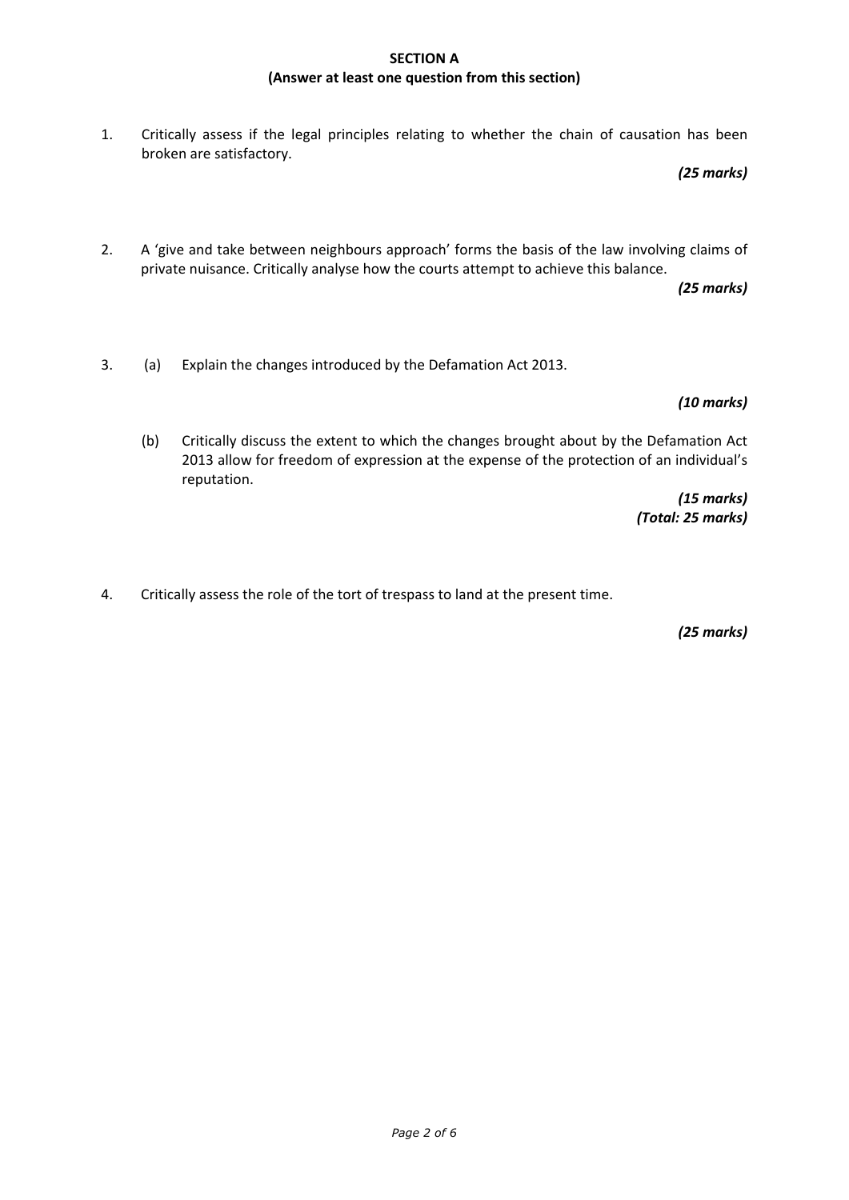**SECTION A**
**(Answer at least one question from this section)**

1. Critically assess if the legal principles relating to whether the chain of causation has been broken are satisfactory.

   ***(25 marks)***

2. A 'give and take between neighbours approach' forms the basis of the law involving claims of private nuisance. Critically analyse how the courts attempt to achieve this balance.

   ***(25 marks)***

3. (a) Explain the changes introduced by the Defamation Act 2013.

   ***(10 marks)***

   (b) Critically discuss the extent to which the changes brought about by the Defamation Act 2013 allow for freedom of expression at the expense of the protection of an individual's reputation.

   ***(15 marks)***
   ***(Total: 25 marks)***

4. Critically assess the role of the tort of trespass to land at the present time.

   ***(25 marks)***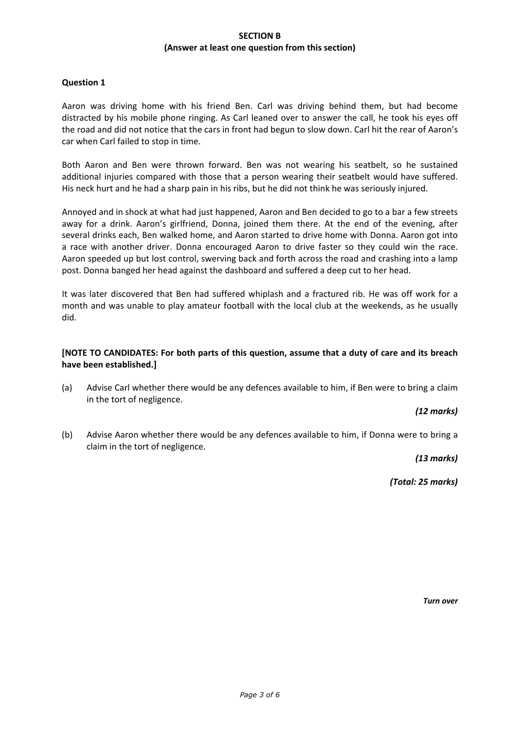## SECTION B

**(Answer at least one question from this section)**

### Question 1

Aaron was driving home with his friend Ben. Carl was driving behind them, but had become distracted by his mobile phone ringing. As Carl leaned over to answer the call, he took his eyes off the road and did not notice that the cars in front had begun to slow down. Carl hit the rear of Aaron's car when Carl failed to stop in time.

Both Aaron and Ben were thrown forward. Ben was not wearing his seatbelt, so he sustained additional injuries compared with those that a person wearing their seatbelt would have suffered. His neck hurt and he had a sharp pain in his ribs, but he did not think he was seriously injured.

Annoyed and in shock at what had just happened, Aaron and Ben decided to go to a bar a few streets away for a drink. Aaron's girlfriend, Donna, joined them there. At the end of the evening, after several drinks each, Ben walked home, and Aaron started to drive home with Donna. Aaron got into a race with another driver. Donna encouraged Aaron to drive faster so they could win the race. Aaron speeded up but lost control, swerving back and forth across the road and crashing into a lamp post. Donna banged her head against the dashboard and suffered a deep cut to her head.

It was later discovered that Ben had suffered whiplash and a fractured rib. He was off work for a month and was unable to play amateur football with the local club at the weekends, as he usually did.

**[NOTE TO CANDIDATES: For both parts of this question, assume that a duty of care and its breach have been established.]**

(a) Advise Carl whether there would be any defences available to him, if Ben were to bring a claim in the tort of negligence.

*(12 marks)*

(b) Advise Aaron whether there would be any defences available to him, if Donna were to bring a claim in the tort of negligence.

*(13 marks)*

*(Total: 25 marks)*

*Turn over*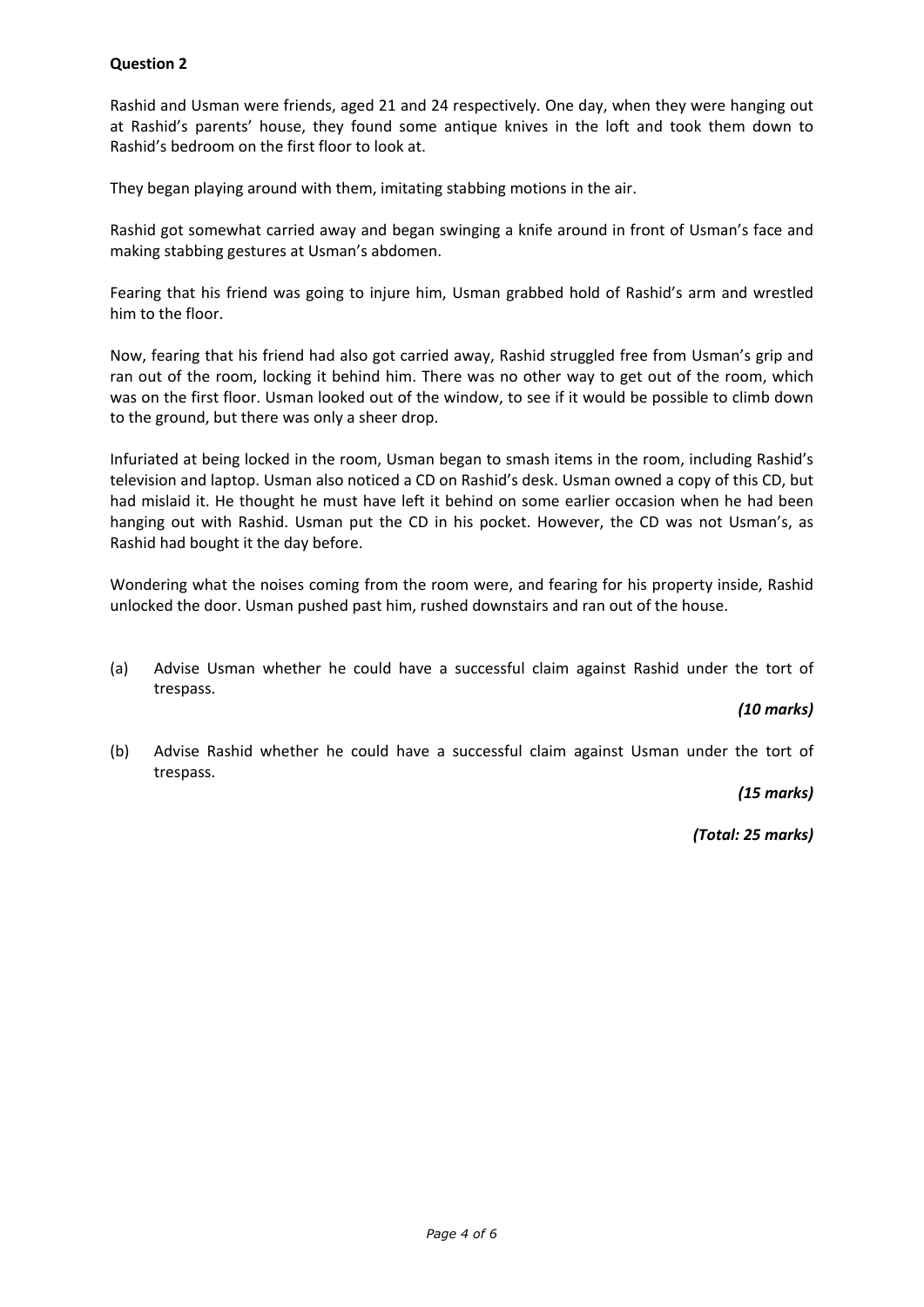**Question 2**

Rashid and Usman were friends, aged 21 and 24 respectively. One day, when they were hanging out at Rashid's parents' house, they found some antique knives in the loft and took them down to Rashid's bedroom on the first floor to look at.

They began playing around with them, imitating stabbing motions in the air.

Rashid got somewhat carried away and began swinging a knife around in front of Usman's face and making stabbing gestures at Usman's abdomen.

Fearing that his friend was going to injure him, Usman grabbed hold of Rashid's arm and wrestled him to the floor.

Now, fearing that his friend had also got carried away, Rashid struggled free from Usman's grip and ran out of the room, locking it behind him. There was no other way to get out of the room, which was on the first floor. Usman looked out of the window, to see if it would be possible to climb down to the ground, but there was only a sheer drop.

Infuriated at being locked in the room, Usman began to smash items in the room, including Rashid's television and laptop. Usman also noticed a CD on Rashid's desk. Usman owned a copy of this CD, but had mislaid it. He thought he must have left it behind on some earlier occasion when he had been hanging out with Rashid. Usman put the CD in his pocket. However, the CD was not Usman's, as Rashid had bought it the day before.

Wondering what the noises coming from the room were, and fearing for his property inside, Rashid unlocked the door. Usman pushed past him, rushed downstairs and ran out of the house.

(a) Advise Usman whether he could have a successful claim against Rashid under the tort of trespass.

*(10 marks)*

(b) Advise Rashid whether he could have a successful claim against Usman under the tort of trespass.

*(15 marks)*

*(Total: 25 marks)*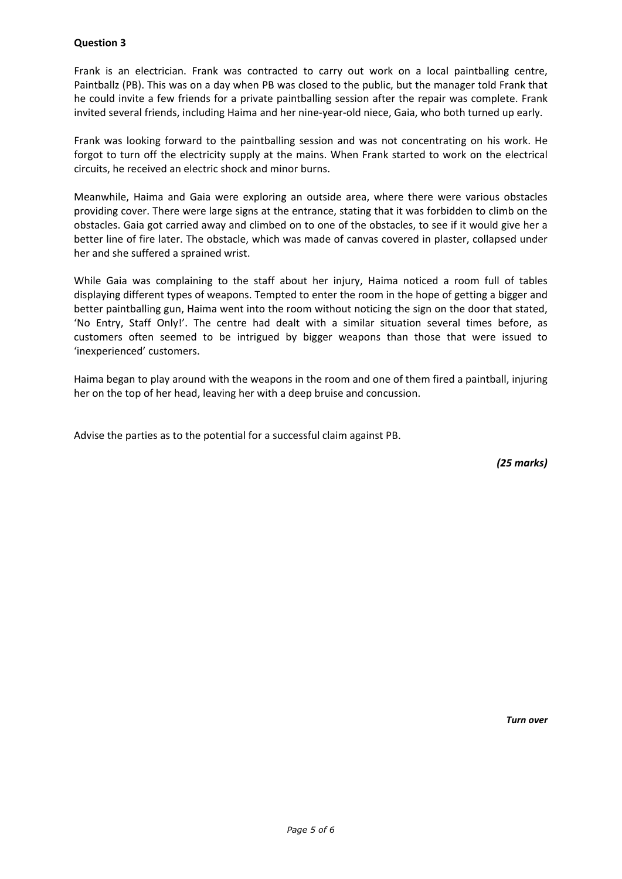**Question 3**

Frank is an electrician. Frank was contracted to carry out work on a local paintballing centre, Paintballz (PB). This was on a day when PB was closed to the public, but the manager told Frank that he could invite a few friends for a private paintballing session after the repair was complete. Frank invited several friends, including Haima and her nine-year-old niece, Gaia, who both turned up early.

Frank was looking forward to the paintballing session and was not concentrating on his work. He forgot to turn off the electricity supply at the mains. When Frank started to work on the electrical circuits, he received an electric shock and minor burns.

Meanwhile, Haima and Gaia were exploring an outside area, where there were various obstacles providing cover. There were large signs at the entrance, stating that it was forbidden to climb on the obstacles. Gaia got carried away and climbed on to one of the obstacles, to see if it would give her a better line of fire later. The obstacle, which was made of canvas covered in plaster, collapsed under her and she suffered a sprained wrist.

While Gaia was complaining to the staff about her injury, Haima noticed a room full of tables displaying different types of weapons. Tempted to enter the room in the hope of getting a bigger and better paintballing gun, Haima went into the room without noticing the sign on the door that stated, 'No Entry, Staff Only!'. The centre had dealt with a similar situation several times before, as customers often seemed to be intrigued by bigger weapons than those that were issued to 'inexperienced' customers.

Haima began to play around with the weapons in the room and one of them fired a paintball, injuring her on the top of her head, leaving her with a deep bruise and concussion.

Advise the parties as to the potential for a successful claim against PB.

*(25 marks)*

***Turn over***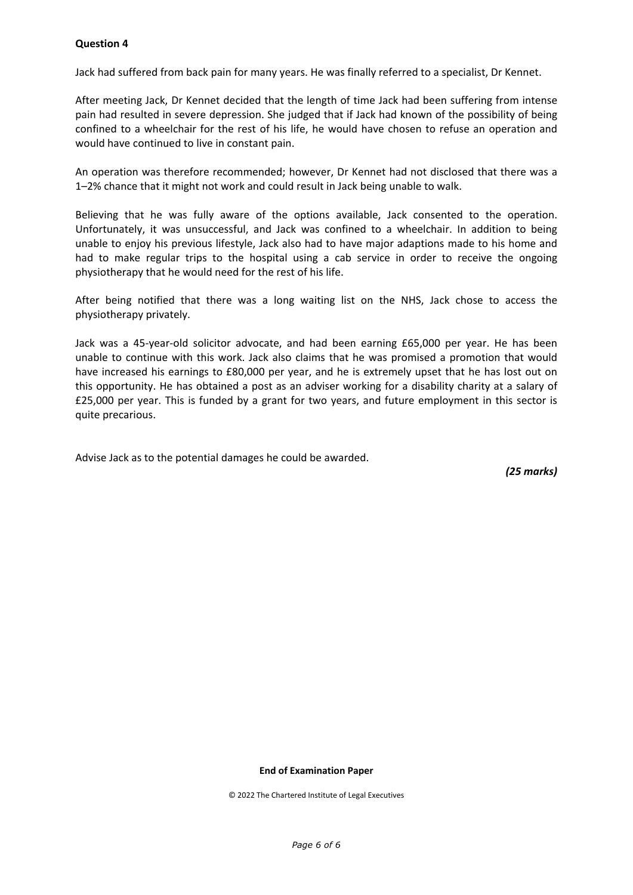**Question 4**

Jack had suffered from back pain for many years. He was finally referred to a specialist, Dr Kennet.

After meeting Jack, Dr Kennet decided that the length of time Jack had been suffering from intense pain had resulted in severe depression. She judged that if Jack had known of the possibility of being confined to a wheelchair for the rest of his life, he would have chosen to refuse an operation and would have continued to live in constant pain.

An operation was therefore recommended; however, Dr Kennet had not disclosed that there was a 1–2% chance that it might not work and could result in Jack being unable to walk.

Believing that he was fully aware of the options available, Jack consented to the operation. Unfortunately, it was unsuccessful, and Jack was confined to a wheelchair. In addition to being unable to enjoy his previous lifestyle, Jack also had to have major adaptions made to his home and had to make regular trips to the hospital using a cab service in order to receive the ongoing physiotherapy that he would need for the rest of his life.

After being notified that there was a long waiting list on the NHS, Jack chose to access the physiotherapy privately.

Jack was a 45-year-old solicitor advocate, and had been earning £65,000 per year. He has been unable to continue with this work. Jack also claims that he was promised a promotion that would have increased his earnings to £80,000 per year, and he is extremely upset that he has lost out on this opportunity. He has obtained a post as an adviser working for a disability charity at a salary of £25,000 per year. This is funded by a grant for two years, and future employment in this sector is quite precarious.

Advise Jack as to the potential damages he could be awarded.

***(25 marks)***

**End of Examination Paper**

© 2022 The Chartered Institute of Legal Executives